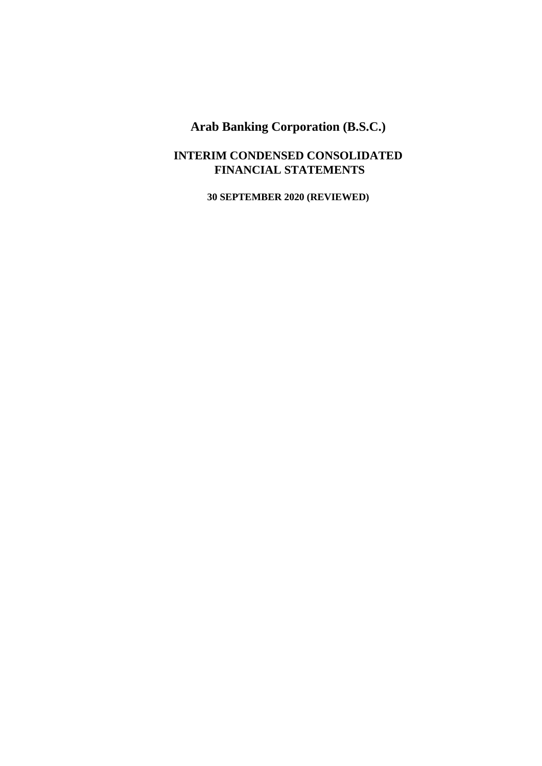# Arab Banking Corporation (B.S.C.)

## INTERIM CONDENSED CONSOLIDATED FINANCIAL STATEMENTS

**30 SEPTEMBER 2020 (REVIEWED)**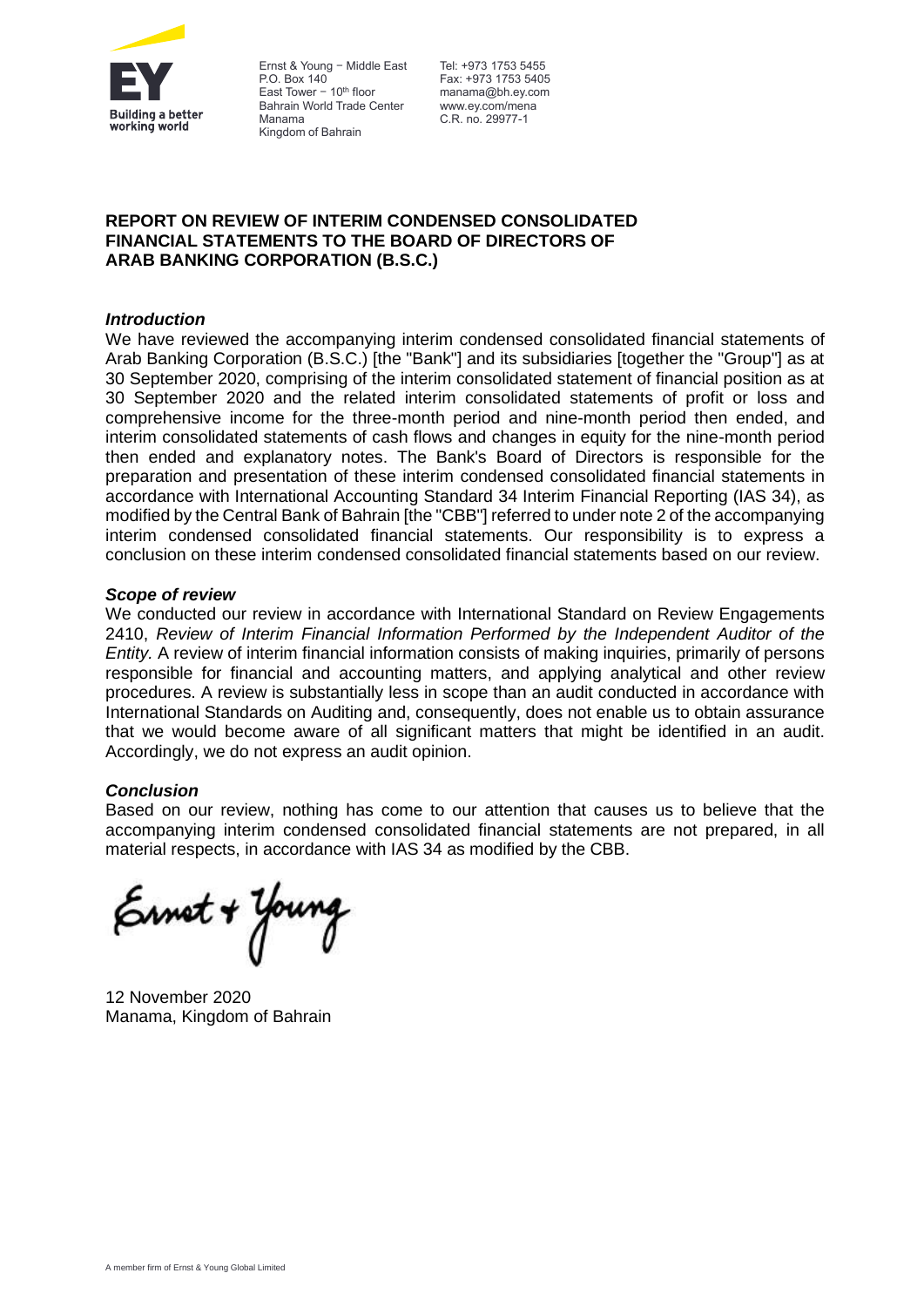Ernst & Young – Middle East
P.O. Box 140
East Tower – 10th floor
Bahrain World Trade Center
Manama
Kingdom of Bahrain

Tel: +973 1753 5455
Fax: +973 1753 5405
manama@bh.ey.com
www.ey.com/mena
C.R. no. 29977-1

**REPORT ON REVIEW OF INTERIM CONDENSED CONSOLIDATED FINANCIAL STATEMENTS TO THE BOARD OF DIRECTORS OF ARAB BANKING CORPORATION (B.S.C.)**

***Introduction***

We have reviewed the accompanying interim condensed consolidated financial statements of Arab Banking Corporation (B.S.C.) [the "Bank"] and its subsidiaries [together the "Group"] as at 30 September 2020, comprising of the interim consolidated statement of financial position as at 30 September 2020 and the related interim consolidated statements of profit or loss and comprehensive income for the three-month period and nine-month period then ended, and interim consolidated statements of cash flows and changes in equity for the nine-month period then ended and explanatory notes. The Bank's Board of Directors is responsible for the preparation and presentation of these interim condensed consolidated financial statements in accordance with International Accounting Standard 34 Interim Financial Reporting (IAS 34), as modified by the Central Bank of Bahrain [the "CBB"] referred to under note 2 of the accompanying interim condensed consolidated financial statements. Our responsibility is to express a conclusion on these interim condensed consolidated financial statements based on our review.

***Scope of review***

We conducted our review in accordance with International Standard on Review Engagements 2410, *Review of Interim Financial Information Performed by the Independent Auditor of the Entity.* A review of interim financial information consists of making inquiries, primarily of persons responsible for financial and accounting matters, and applying analytical and other review procedures. A review is substantially less in scope than an audit conducted in accordance with International Standards on Auditing and, consequently, does not enable us to obtain assurance that we would become aware of all significant matters that might be identified in an audit. Accordingly, we do not express an audit opinion.

***Conclusion***

Based on our review, nothing has come to our attention that causes us to believe that the accompanying interim condensed consolidated financial statements are not prepared, in all material respects, in accordance with IAS 34 as modified by the CBB.

Ernst + Young

12 November 2020
Manama, Kingdom of Bahrain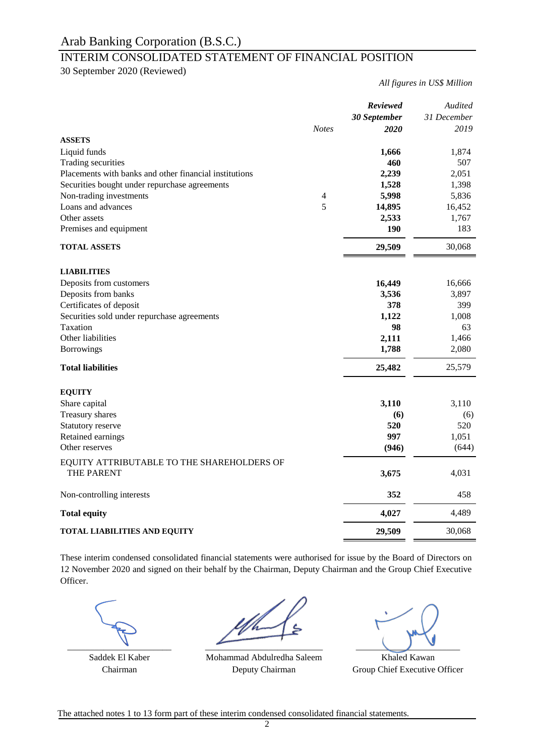# Arab Banking Corporation (B.S.C.)

## INTERIM CONSOLIDATED STATEMENT OF FINANCIAL POSITION

30 September 2020 (Reviewed)

*All figures in US$ Million*

| | *Notes* | ***Reviewed 30 September 2020*** | *Audited 31 December 2019* |
|---|---|---|---|
| **ASSETS** | | | |
| Liquid funds | | **1,666** | 1,874 |
| Trading securities | | **460** | 507 |
| Placements with banks and other financial institutions | | **2,239** | 2,051 |
| Securities bought under repurchase agreements | | **1,528** | 1,398 |
| Non-trading investments | 4 | **5,998** | 5,836 |
| Loans and advances | 5 | **14,895** | 16,452 |
| Other assets | | **2,533** | 1,767 |
| Premises and equipment | | **190** | 183 |
| **TOTAL ASSETS** | | **29,509** | 30,068 |
| **LIABILITIES** | | | |
| Deposits from customers | | **16,449** | 16,666 |
| Deposits from banks | | **3,536** | 3,897 |
| Certificates of deposit | | **378** | 399 |
| Securities sold under repurchase agreements | | **1,122** | 1,008 |
| Taxation | | **98** | 63 |
| Other liabilities | | **2,111** | 1,466 |
| Borrowings | | **1,788** | 2,080 |
| **Total liabilities** | | **25,482** | 25,579 |
| **EQUITY** | | | |
| Share capital | | **3,110** | 3,110 |
| Treasury shares | | **(6)** | (6) |
| Statutory reserve | | **520** | 520 |
| Retained earnings | | **997** | 1,051 |
| Other reserves | | **(946)** | (644) |
| EQUITY ATTRIBUTABLE TO THE SHAREHOLDERS OF THE PARENT | | **3,675** | 4,031 |
| Non-controlling interests | | **352** | 458 |
| **Total equity** | | **4,027** | 4,489 |
| **TOTAL LIABILITIES AND EQUITY** | | **29,509** | 30,068 |

These interim condensed consolidated financial statements were authorised for issue by the Board of Directors on 12 November 2020 and signed on their behalf by the Chairman, Deputy Chairman and the Group Chief Executive Officer.

| Saddek El Kaber | Mohammad Abdulredha Saleem | Khaled Kawan |
|---|---|---|
| Chairman | Deputy Chairman | Group Chief Executive Officer |

The attached notes 1 to 13 form part of these interim condensed consolidated financial statements.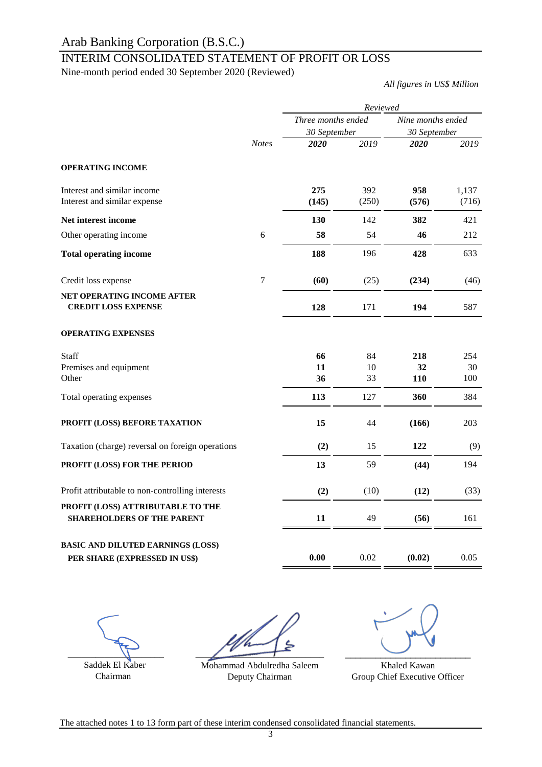Arab Banking Corporation (B.S.C.)

# INTERIM CONSOLIDATED STATEMENT OF PROFIT OR LOSS

Nine-month period ended 30 September 2020 (Reviewed)

*All figures in US$ Million*

| | | *Reviewed* | | | |
|---|---|---|---|---|---|
| | | *Three months ended 30 September* | | *Nine months ended 30 September* | |
| | *Notes* | ***2020*** | *2019* | ***2020*** | *2019* |
| **OPERATING INCOME** | | | | | |
| Interest and similar income | | **275** | 392 | **958** | 1,137 |
| Interest and similar expense | | **(145)** | (250) | **(576)** | (716) |
| **Net interest income** | | **130** | 142 | **382** | 421 |
| Other operating income | 6 | **58** | 54 | **46** | 212 |
| **Total operating income** | | **188** | 196 | **428** | 633 |
| Credit loss expense | 7 | **(60)** | (25) | **(234)** | (46) |
| **NET OPERATING INCOME AFTER CREDIT LOSS EXPENSE** | | **128** | 171 | **194** | 587 |
| **OPERATING EXPENSES** | | | | | |
| Staff | | **66** | 84 | **218** | 254 |
| Premises and equipment | | **11** | 10 | **32** | 30 |
| Other | | **36** | 33 | **110** | 100 |
| Total operating expenses | | **113** | 127 | **360** | 384 |
| **PROFIT (LOSS) BEFORE TAXATION** | | **15** | 44 | **(166)** | 203 |
| Taxation (charge) reversal on foreign operations | | **(2)** | 15 | **122** | (9) |
| **PROFIT (LOSS) FOR THE PERIOD** | | **13** | 59 | **(44)** | 194 |
| Profit attributable to non-controlling interests | | **(2)** | (10) | **(12)** | (33) |
| **PROFIT (LOSS) ATTRIBUTABLE TO THE SHAREHOLDERS OF THE PARENT** | | **11** | 49 | **(56)** | 161 |
| **BASIC AND DILUTED EARNINGS (LOSS) PER SHARE (EXPRESSED IN US$)** | | **0.00** | 0.02 | **(0.02)** | 0.05 |

Saddek El Kaber
Chairman

Mohammad Abdulredha Saleem
Deputy Chairman

Khaled Kawan
Group Chief Executive Officer

The attached notes 1 to 13 form part of these interim condensed consolidated financial statements.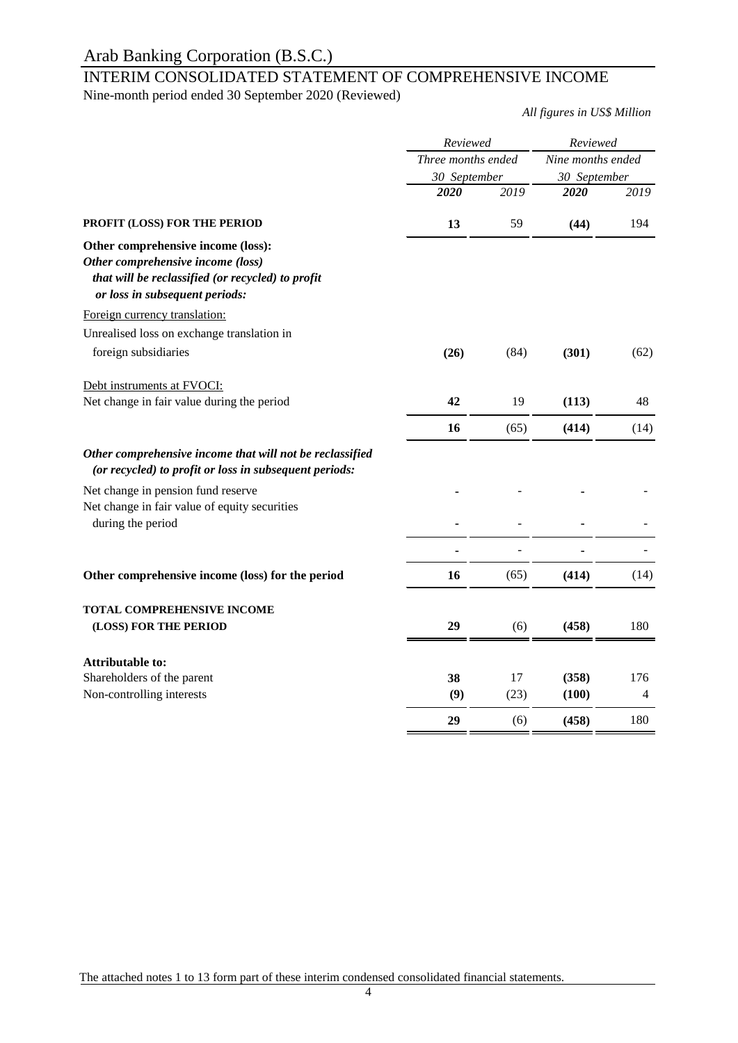# Arab Banking Corporation (B.S.C.)

## INTERIM CONSOLIDATED STATEMENT OF COMPREHENSIVE INCOME

Nine-month period ended 30 September 2020 (Reviewed)

*All figures in US$ Million*

| | *Reviewed* | | *Reviewed* | |
|---|---|---|---|---|
| | *Three months ended 30 September* | | *Nine months ended 30 September* | |
| | ***2020*** | *2019* | ***2020*** | *2019* |
| **PROFIT (LOSS) FOR THE PERIOD** | **13** | 59 | **(44)** | 194 |
| **Other comprehensive income (loss):** | | | | |
| ***Other comprehensive income (loss) that will be reclassified (or recycled) to profit or loss in subsequent periods:*** | | | | |
| Foreign currency translation: | | | | |
| Unrealised loss on exchange translation in foreign subsidiaries | **(26)** | (84) | **(301)** | (62) |
| Debt instruments at FVOCI: | | | | |
| Net change in fair value during the period | **42** | 19 | **(113)** | 48 |
| | **16** | (65) | **(414)** | (14) |
| ***Other comprehensive income that will not be reclassified (or recycled) to profit or loss in subsequent periods:*** | | | | |
| Net change in pension fund reserve | **-** | - | **-** | - |
| Net change in fair value of equity securities during the period | **-** | - | **-** | - |
| | **-** | - | **-** | - |
| **Other comprehensive income (loss) for the period** | **16** | (65) | **(414)** | (14) |
| **TOTAL COMPREHENSIVE INCOME (LOSS) FOR THE PERIOD** | **29** | (6) | **(458)** | 180 |
| **Attributable to:** | | | | |
| Shareholders of the parent | **38** | 17 | **(358)** | 176 |
| Non-controlling interests | **(9)** | (23) | **(100)** | 4 |
| | **29** | (6) | **(458)** | 180 |

The attached notes 1 to 13 form part of these interim condensed consolidated financial statements.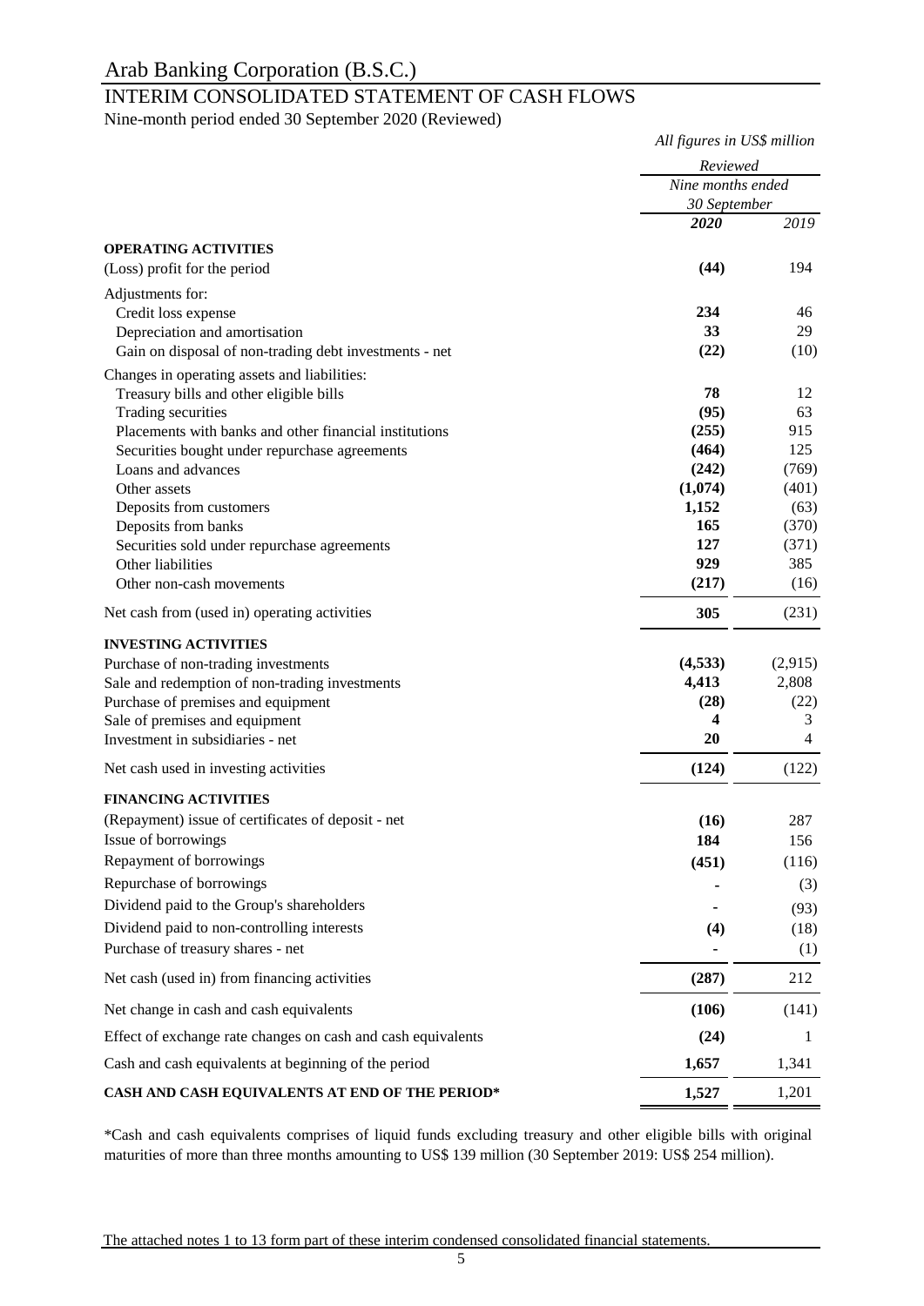# Arab Banking Corporation (B.S.C.)

## INTERIM CONSOLIDATED STATEMENT OF CASH FLOWS

Nine-month period ended 30 September 2020 (Reviewed)

*All figures in US$ million*

| | *Reviewed* | |
|---|---|---|
| | *Nine months ended 30 September* | |
| | ***2020*** | *2019* |
| **OPERATING ACTIVITIES** | | |
| (Loss) profit for the period | **(44)** | 194 |
| Adjustments for: | | |
| Credit loss expense | **234** | 46 |
| Depreciation and amortisation | **33** | 29 |
| Gain on disposal of non-trading debt investments - net | **(22)** | (10) |
| Changes in operating assets and liabilities: | | |
| Treasury bills and other eligible bills | **78** | 12 |
| Trading securities | **(95)** | 63 |
| Placements with banks and other financial institutions | **(255)** | 915 |
| Securities bought under repurchase agreements | **(464)** | 125 |
| Loans and advances | **(242)** | (769) |
| Other assets | **(1,074)** | (401) |
| Deposits from customers | **1,152** | (63) |
| Deposits from banks | **165** | (370) |
| Securities sold under repurchase agreements | **127** | (371) |
| Other liabilities | **929** | 385 |
| Other non-cash movements | **(217)** | (16) |
| Net cash from (used in) operating activities | **305** | (231) |
| **INVESTING ACTIVITIES** | | |
| Purchase of non-trading investments | **(4,533)** | (2,915) |
| Sale and redemption of non-trading investments | **4,413** | 2,808 |
| Purchase of premises and equipment | **(28)** | (22) |
| Sale of premises and equipment | **4** | 3 |
| Investment in subsidiaries - net | **20** | 4 |
| Net cash used in investing activities | **(124)** | (122) |
| **FINANCING ACTIVITIES** | | |
| (Repayment) issue of certificates of deposit - net | **(16)** | 287 |
| Issue of borrowings | **184** | 156 |
| Repayment of borrowings | **(451)** | (116) |
| Repurchase of borrowings | **-** | (3) |
| Dividend paid to the Group's shareholders | **-** | (93) |
| Dividend paid to non-controlling interests | **(4)** | (18) |
| Purchase of treasury shares - net | **-** | (1) |
| Net cash (used in) from financing activities | **(287)** | 212 |
| Net change in cash and cash equivalents | **(106)** | (141) |
| Effect of exchange rate changes on cash and cash equivalents | **(24)** | 1 |
| Cash and cash equivalents at beginning of the period | **1,657** | 1,341 |
| **CASH AND CASH EQUIVALENTS AT END OF THE PERIOD*** | **1,527** | 1,201 |

*Cash and cash equivalents comprises of liquid funds excluding treasury and other eligible bills with original maturities of more than three months amounting to US$ 139 million (30 September 2019: US$ 254 million).

The attached notes 1 to 13 form part of these interim condensed consolidated financial statements.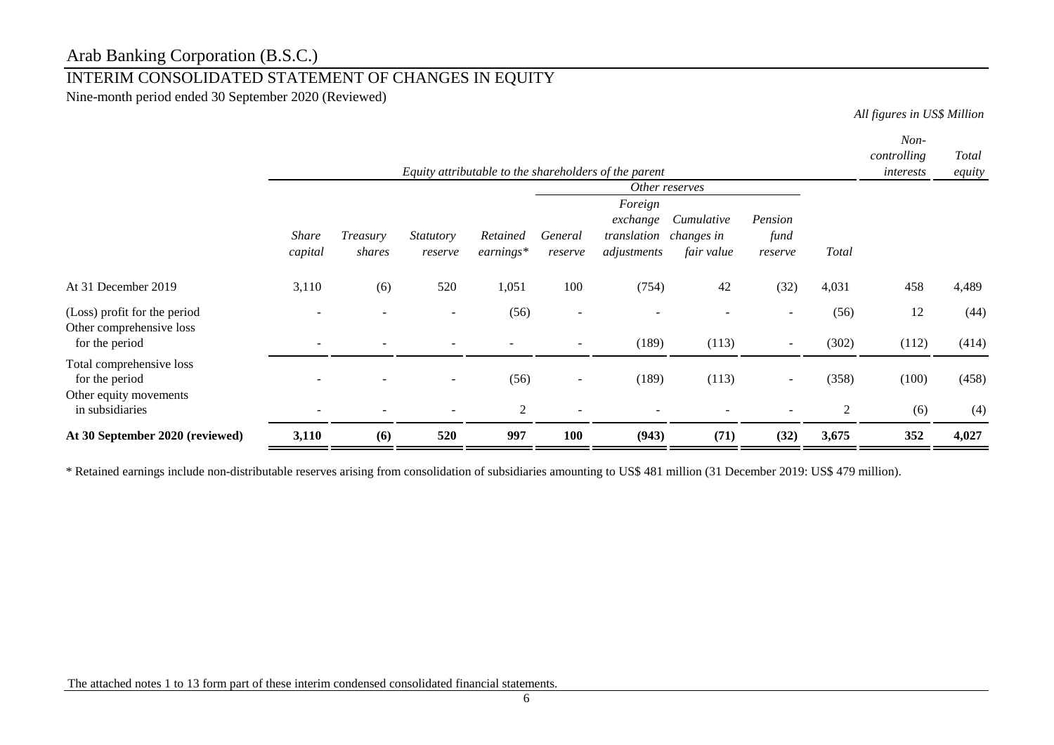# Arab Banking Corporation (B.S.C.)

## INTERIM CONSOLIDATED STATEMENT OF CHANGES IN EQUITY

Nine-month period ended 30 September 2020 (Reviewed)

*All figures in US$ Million*

| | *Equity attributable to the shareholders of the parent* | | | | | | | | | *Non-controlling interests* | *Total equity* |
|---|---|---|---|---|---|---|---|---|---|---|---|
| | | | | | *Other reserves* | | | | | | |
| | *Share capital* | *Treasury shares* | *Statutory reserve* | *Retained earnings** | *General reserve* | *Foreign exchange translation adjustments* | *Cumulative changes in fair value* | *Pension fund reserve* | *Total* | | |
| At 31 December 2019 | 3,110 | (6) | 520 | 1,051 | 100 | (754) | 42 | (32) | 4,031 | 458 | 4,489 |
| (Loss) profit for the period | - | - | - | (56) | - | - | - | - | (56) | 12 | (44) |
| Other comprehensive loss for the period | - | - | - | - | - | (189) | (113) | - | (302) | (112) | (414) |
| Total comprehensive loss for the period | - | - | - | (56) | - | (189) | (113) | - | (358) | (100) | (458) |
| Other equity movements in subsidiaries | - | - | - | 2 | - | - | - | - | 2 | (6) | (4) |
| **At 30 September 2020 (reviewed)** | **3,110** | **(6)** | **520** | **997** | **100** | **(943)** | **(71)** | **(32)** | **3,675** | **352** | **4,027** |

* Retained earnings include non-distributable reserves arising from consolidation of subsidiaries amounting to US$ 481 million (31 December 2019: US$ 479 million).

The attached notes 1 to 13 form part of these interim condensed consolidated financial statements.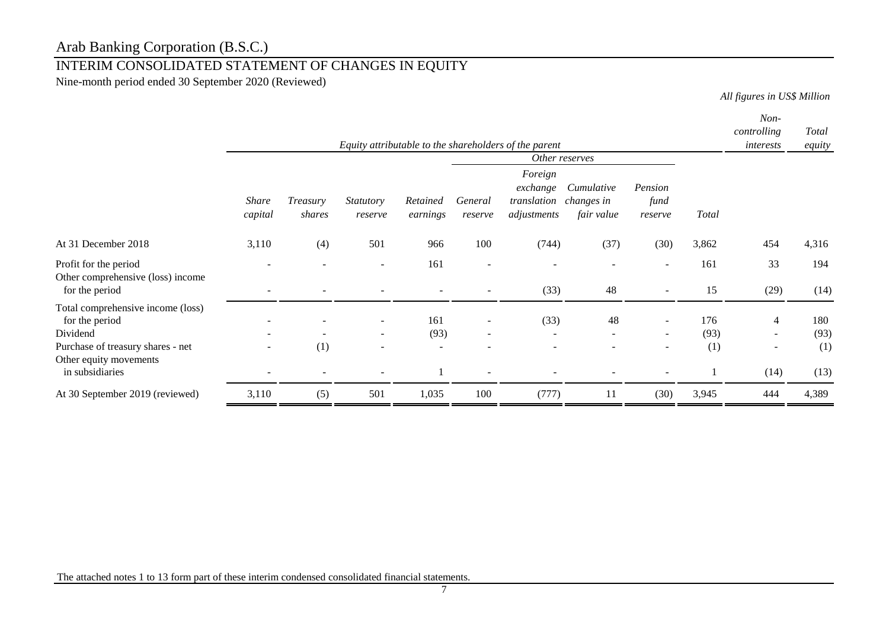# Arab Banking Corporation (B.S.C.)

## INTERIM CONSOLIDATED STATEMENT OF CHANGES IN EQUITY

Nine-month period ended 30 September 2020 (Reviewed)

*All figures in US$ Million*

| | *Equity attributable to the shareholders of the parent* | | | | | | | | | *Non-controlling interests* | *Total equity* |
|---|---|---|---|---|---|---|---|---|---|---|---|
| | | | | | *Other reserves* | | | | | | |
| | *Share capital* | *Treasury shares* | *Statutory reserve* | *Retained earnings* | *General reserve* | *Foreign exchange translation adjustments* | *Cumulative changes in fair value* | *Pension fund reserve* | *Total* | | |
| At 31 December 2018 | 3,110 | (4) | 501 | 966 | 100 | (744) | (37) | (30) | 3,862 | 454 | 4,316 |
| Profit for the period | - | - | - | 161 | - | - | - | - | 161 | 33 | 194 |
| Other comprehensive (loss) income for the period | - | - | - | - | - | (33) | 48 | - | 15 | (29) | (14) |
| Total comprehensive income (loss) for the period | - | - | - | 161 | - | (33) | 48 | - | 176 | 4 | 180 |
| Dividend | - | - | - | (93) | - | - | - | - | (93) | - | (93) |
| Purchase of treasury shares - net | - | (1) | - | - | - | - | - | - | (1) | - | (1) |
| Other equity movements in subsidiaries | - | - | - | 1 | - | - | - | - | 1 | (14) | (13) |
| At 30 September 2019 (reviewed) | 3,110 | (5) | 501 | 1,035 | 100 | (777) | 11 | (30) | 3,945 | 444 | 4,389 |

The attached notes 1 to 13 form part of these interim condensed consolidated financial statements.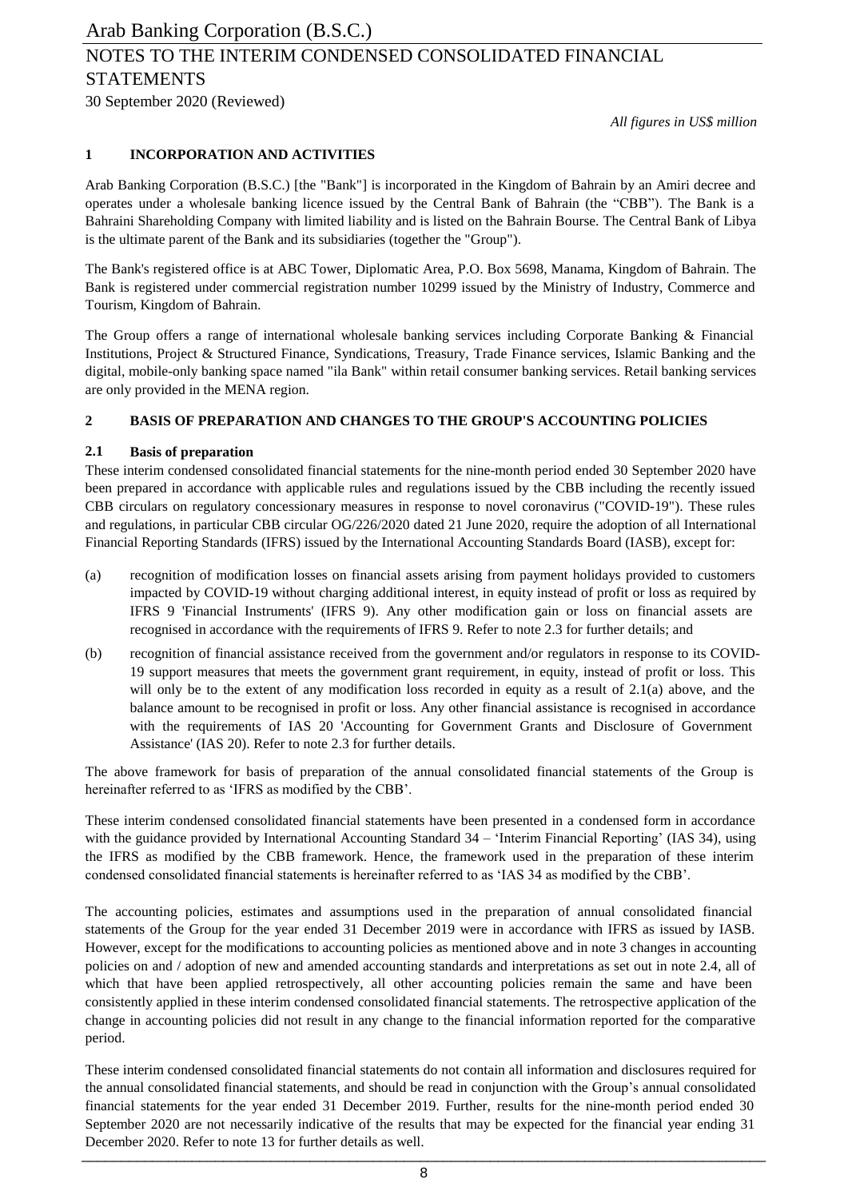## 1 INCORPORATION AND ACTIVITIES

Arab Banking Corporation (B.S.C.) [the "Bank"] is incorporated in the Kingdom of Bahrain by an Amiri decree and operates under a wholesale banking licence issued by the Central Bank of Bahrain (the "CBB"). The Bank is a Bahraini Shareholding Company with limited liability and is listed on the Bahrain Bourse. The Central Bank of Libya is the ultimate parent of the Bank and its subsidiaries (together the "Group").

The Bank's registered office is at ABC Tower, Diplomatic Area, P.O. Box 5698, Manama, Kingdom of Bahrain. The Bank is registered under commercial registration number 10299 issued by the Ministry of Industry, Commerce and Tourism, Kingdom of Bahrain.

The Group offers a range of international wholesale banking services including Corporate Banking & Financial Institutions, Project & Structured Finance, Syndications, Treasury, Trade Finance services, Islamic Banking and the digital, mobile-only banking space named "ila Bank" within retail consumer banking services. Retail banking services are only provided in the MENA region.

## 2 BASIS OF PREPARATION AND CHANGES TO THE GROUP'S ACCOUNTING POLICIES

### 2.1 Basis of preparation

These interim condensed consolidated financial statements for the nine-month period ended 30 September 2020 have been prepared in accordance with applicable rules and regulations issued by the CBB including the recently issued CBB circulars on regulatory concessionary measures in response to novel coronavirus ("COVID-19"). These rules and regulations, in particular CBB circular OG/226/2020 dated 21 June 2020, require the adoption of all International Financial Reporting Standards (IFRS) issued by the International Accounting Standards Board (IASB), except for:

(a) recognition of modification losses on financial assets arising from payment holidays provided to customers impacted by COVID-19 without charging additional interest, in equity instead of profit or loss as required by IFRS 9 'Financial Instruments' (IFRS 9). Any other modification gain or loss on financial assets are recognised in accordance with the requirements of IFRS 9. Refer to note 2.3 for further details; and

(b) recognition of financial assistance received from the government and/or regulators in response to its COVID-19 support measures that meets the government grant requirement, in equity, instead of profit or loss. This will only be to the extent of any modification loss recorded in equity as a result of 2.1(a) above, and the balance amount to be recognised in profit or loss. Any other financial assistance is recognised in accordance with the requirements of IAS 20 'Accounting for Government Grants and Disclosure of Government Assistance' (IAS 20). Refer to note 2.3 for further details.

The above framework for basis of preparation of the annual consolidated financial statements of the Group is hereinafter referred to as 'IFRS as modified by the CBB'.

These interim condensed consolidated financial statements have been presented in a condensed form in accordance with the guidance provided by International Accounting Standard 34 – 'Interim Financial Reporting' (IAS 34), using the IFRS as modified by the CBB framework. Hence, the framework used in the preparation of these interim condensed consolidated financial statements is hereinafter referred to as 'IAS 34 as modified by the CBB'.

The accounting policies, estimates and assumptions used in the preparation of annual consolidated financial statements of the Group for the year ended 31 December 2019 were in accordance with IFRS as issued by IASB. However, except for the modifications to accounting policies as mentioned above and in note 3 changes in accounting policies on and / adoption of new and amended accounting standards and interpretations as set out in note 2.4, all of which that have been applied retrospectively, all other accounting policies remain the same and have been consistently applied in these interim condensed consolidated financial statements. The retrospective application of the change in accounting policies did not result in any change to the financial information reported for the comparative period.

These interim condensed consolidated financial statements do not contain all information and disclosures required for the annual consolidated financial statements, and should be read in conjunction with the Group's annual consolidated financial statements for the year ended 31 December 2019. Further, results for the nine-month period ended 30 September 2020 are not necessarily indicative of the results that may be expected for the financial year ending 31 December 2020. Refer to note 13 for further details as well.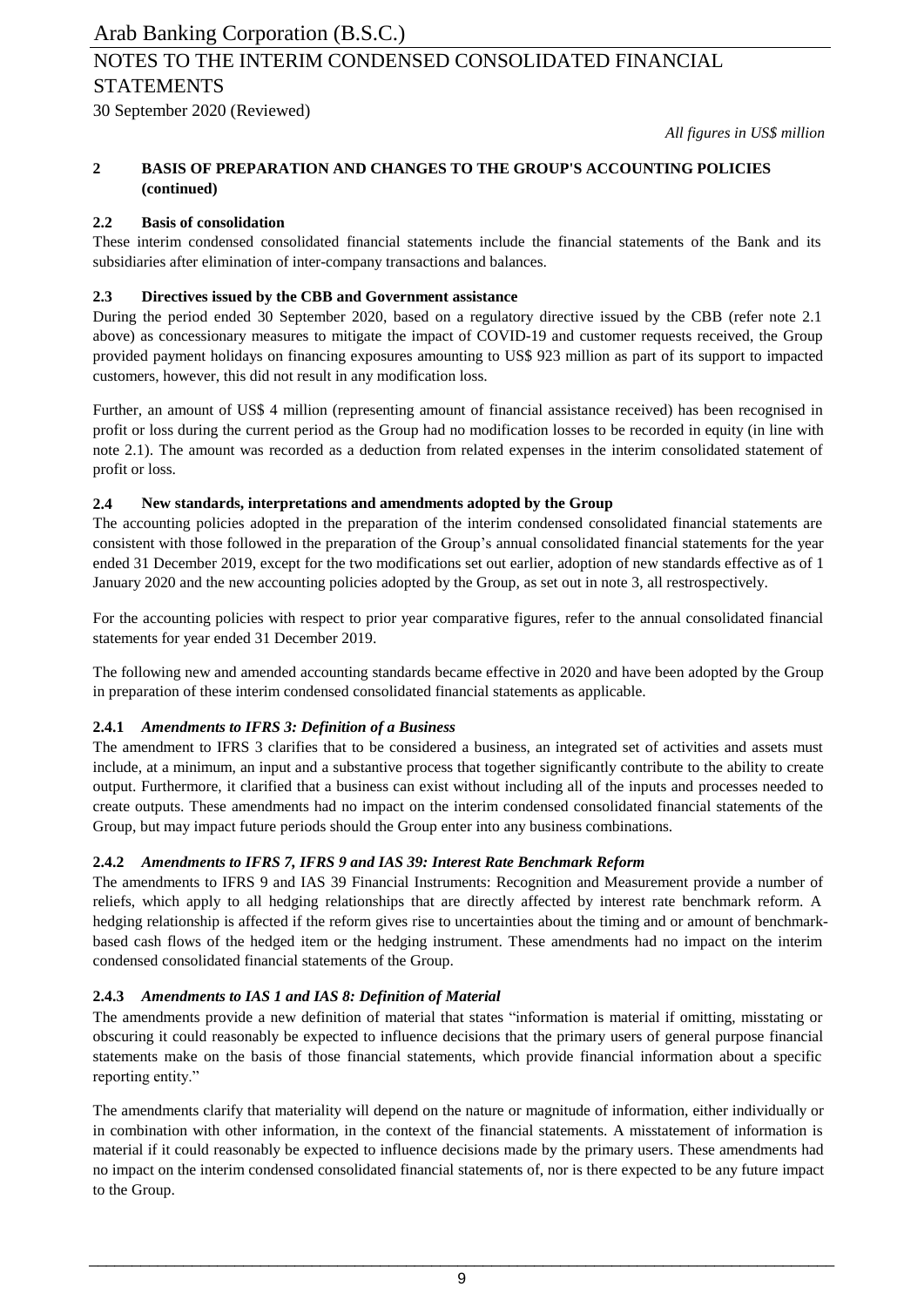*All figures in US$ million*

## 2 BASIS OF PREPARATION AND CHANGES TO THE GROUP'S ACCOUNTING POLICIES (continued)

### 2.2 Basis of consolidation

These interim condensed consolidated financial statements include the financial statements of the Bank and its subsidiaries after elimination of inter-company transactions and balances.

### 2.3 Directives issued by the CBB and Government assistance

During the period ended 30 September 2020, based on a regulatory directive issued by the CBB (refer note 2.1 above) as concessionary measures to mitigate the impact of COVID-19 and customer requests received, the Group provided payment holidays on financing exposures amounting to US$ 923 million as part of its support to impacted customers, however, this did not result in any modification loss.

Further, an amount of US$ 4 million (representing amount of financial assistance received) has been recognised in profit or loss during the current period as the Group had no modification losses to be recorded in equity (in line with note 2.1). The amount was recorded as a deduction from related expenses in the interim consolidated statement of profit or loss.

### 2.4 New standards, interpretations and amendments adopted by the Group

The accounting policies adopted in the preparation of the interim condensed consolidated financial statements are consistent with those followed in the preparation of the Group's annual consolidated financial statements for the year ended 31 December 2019, except for the two modifications set out earlier, adoption of new standards effective as of 1 January 2020 and the new accounting policies adopted by the Group, as set out in note 3, all restrospectively.

For the accounting policies with respect to prior year comparative figures, refer to the annual consolidated financial statements for year ended 31 December 2019.

The following new and amended accounting standards became effective in 2020 and have been adopted by the Group in preparation of these interim condensed consolidated financial statements as applicable.

#### 2.4.1 *Amendments to IFRS 3: Definition of a Business*

The amendment to IFRS 3 clarifies that to be considered a business, an integrated set of activities and assets must include, at a minimum, an input and a substantive process that together significantly contribute to the ability to create output. Furthermore, it clarified that a business can exist without including all of the inputs and processes needed to create outputs. These amendments had no impact on the interim condensed consolidated financial statements of the Group, but may impact future periods should the Group enter into any business combinations.

#### 2.4.2 *Amendments to IFRS 7, IFRS 9 and IAS 39: Interest Rate Benchmark Reform*

The amendments to IFRS 9 and IAS 39 Financial Instruments: Recognition and Measurement provide a number of reliefs, which apply to all hedging relationships that are directly affected by interest rate benchmark reform. A hedging relationship is affected if the reform gives rise to uncertainties about the timing and or amount of benchmark-based cash flows of the hedged item or the hedging instrument. These amendments had no impact on the interim condensed consolidated financial statements of the Group.

#### 2.4.3 *Amendments to IAS 1 and IAS 8: Definition of Material*

The amendments provide a new definition of material that states "information is material if omitting, misstating or obscuring it could reasonably be expected to influence decisions that the primary users of general purpose financial statements make on the basis of those financial statements, which provide financial information about a specific reporting entity."

The amendments clarify that materiality will depend on the nature or magnitude of information, either individually or in combination with other information, in the context of the financial statements. A misstatement of information is material if it could reasonably be expected to influence decisions made by the primary users. These amendments had no impact on the interim condensed consolidated financial statements of, nor is there expected to be any future impact to the Group.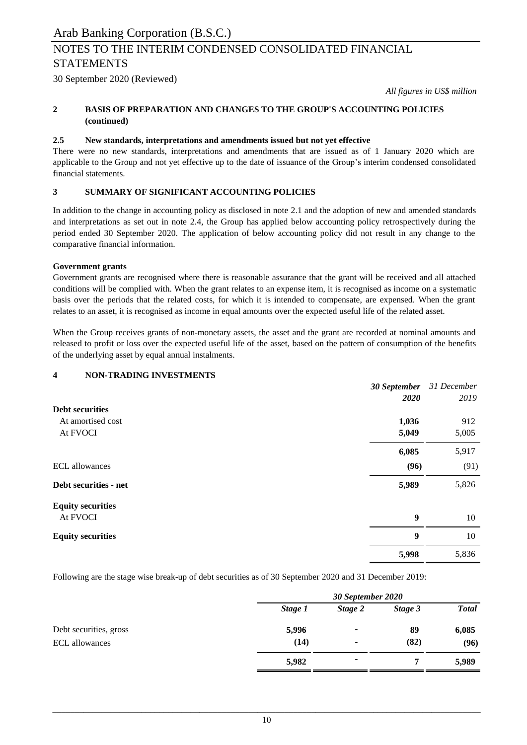*All figures in US$ million*

## 2 BASIS OF PREPARATION AND CHANGES TO THE GROUP'S ACCOUNTING POLICIES (continued)

### 2.5 New standards, interpretations and amendments issued but not yet effective

There were no new standards, interpretations and amendments that are issued as of 1 January 2020 which are applicable to the Group and not yet effective up to the date of issuance of the Group's interim condensed consolidated financial statements.

## 3 SUMMARY OF SIGNIFICANT ACCOUNTING POLICIES

In addition to the change in accounting policy as disclosed in note 2.1 and the adoption of new and amended standards and interpretations as set out in note 2.4, the Group has applied below accounting policy retrospectively during the period ended 30 September 2020. The application of below accounting policy did not result in any change to the comparative financial information.

**Government grants**

Government grants are recognised where there is reasonable assurance that the grant will be received and all attached conditions will be complied with. When the grant relates to an expense item, it is recognised as income on a systematic basis over the periods that the related costs, for which it is intended to compensate, are expensed. When the grant relates to an asset, it is recognised as income in equal amounts over the expected useful life of the related asset.

When the Group receives grants of non-monetary assets, the asset and the grant are recorded at nominal amounts and released to profit or loss over the expected useful life of the asset, based on the pattern of consumption of the benefits of the underlying asset by equal annual instalments.

## 4 NON-TRADING INVESTMENTS

| | ***30 September 2020*** | *31 December 2019* |
|---|---|---|
| **Debt securities** | | |
| At amortised cost | **1,036** | 912 |
| At FVOCI | **5,049** | 5,005 |
| | **6,085** | 5,917 |
| ECL allowances | **(96)** | (91) |
| **Debt securities - net** | **5,989** | 5,826 |
| **Equity securities** | | |
| At FVOCI | **9** | 10 |
| **Equity securities** | **9** | 10 |
| | **5,998** | 5,836 |

Following are the stage wise break-up of debt securities as of 30 September 2020 and 31 December 2019:

| | ***30 September 2020*** | | | |
|---|---|---|---|---|
| | ***Stage 1*** | ***Stage 2*** | ***Stage 3*** | ***Total*** |
| Debt securities, gross | **5,996** | **-** | **89** | **6,085** |
| ECL allowances | **(14)** | **-** | **(82)** | **(96)** |
| | **5,982** | **-** | **7** | **5,989** |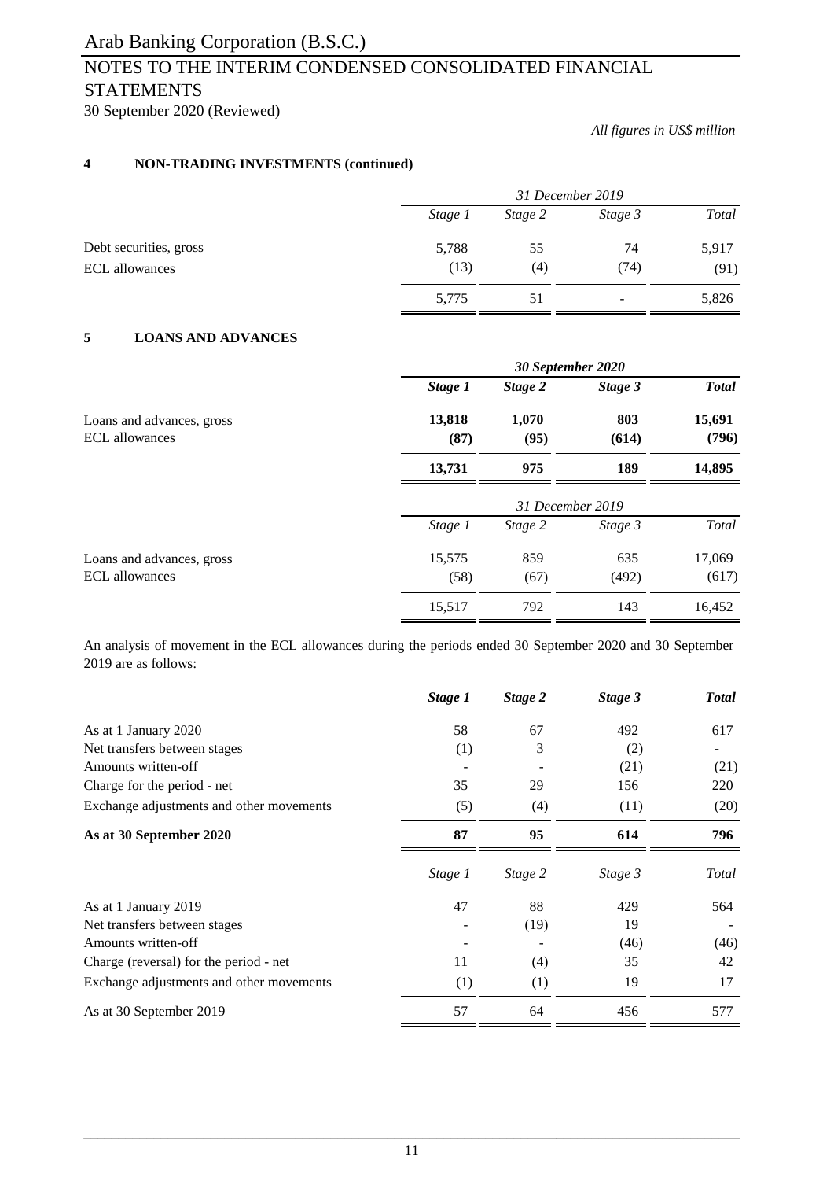# Arab Banking Corporation (B.S.C.)

## NOTES TO THE INTERIM CONDENSED CONSOLIDATED FINANCIAL STATEMENTS

30 September 2020 (Reviewed)

*All figures in US$ million*

### 4 NON-TRADING INVESTMENTS (continued)

| | *31 December 2019* | | | |
|---|---|---|---|---|
| | *Stage 1* | *Stage 2* | *Stage 3* | *Total* |
| Debt securities, gross | 5,788 | 55 | 74 | 5,917 |
| ECL allowances | (13) | (4) | (74) | (91) |
| | 5,775 | 51 | - | 5,826 |

### 5 LOANS AND ADVANCES

| | ***30 September 2020*** | | | |
|---|---|---|---|---|
| | ***Stage 1*** | ***Stage 2*** | ***Stage 3*** | ***Total*** |
| Loans and advances, gross | **13,818** | **1,070** | **803** | **15,691** |
| ECL allowances | **(87)** | **(95)** | **(614)** | **(796)** |
| | **13,731** | **975** | **189** | **14,895** |

| | *31 December 2019* | | | |
|---|---|---|---|---|
| | *Stage 1* | *Stage 2* | *Stage 3* | *Total* |
| Loans and advances, gross | 15,575 | 859 | 635 | 17,069 |
| ECL allowances | (58) | (67) | (492) | (617) |
| | 15,517 | 792 | 143 | 16,452 |

An analysis of movement in the ECL allowances during the periods ended 30 September 2020 and 30 September 2019 are as follows:

| | ***Stage 1*** | ***Stage 2*** | ***Stage 3*** | ***Total*** |
|---|---|---|---|---|
| As at 1 January 2020 | 58 | 67 | 492 | 617 |
| Net transfers between stages | (1) | 3 | (2) | - |
| Amounts written-off | - | - | (21) | (21) |
| Charge for the period - net | 35 | 29 | 156 | 220 |
| Exchange adjustments and other movements | (5) | (4) | (11) | (20) |
| **As at 30 September 2020** | **87** | **95** | **614** | **796** |

| | *Stage 1* | *Stage 2* | *Stage 3* | *Total* |
|---|---|---|---|---|
| As at 1 January 2019 | 47 | 88 | 429 | 564 |
| Net transfers between stages | - | (19) | 19 | - |
| Amounts written-off | - | - | (46) | (46) |
| Charge (reversal) for the period - net | 11 | (4) | 35 | 42 |
| Exchange adjustments and other movements | (1) | (1) | 19 | 17 |
| As at 30 September 2019 | 57 | 64 | 456 | 577 |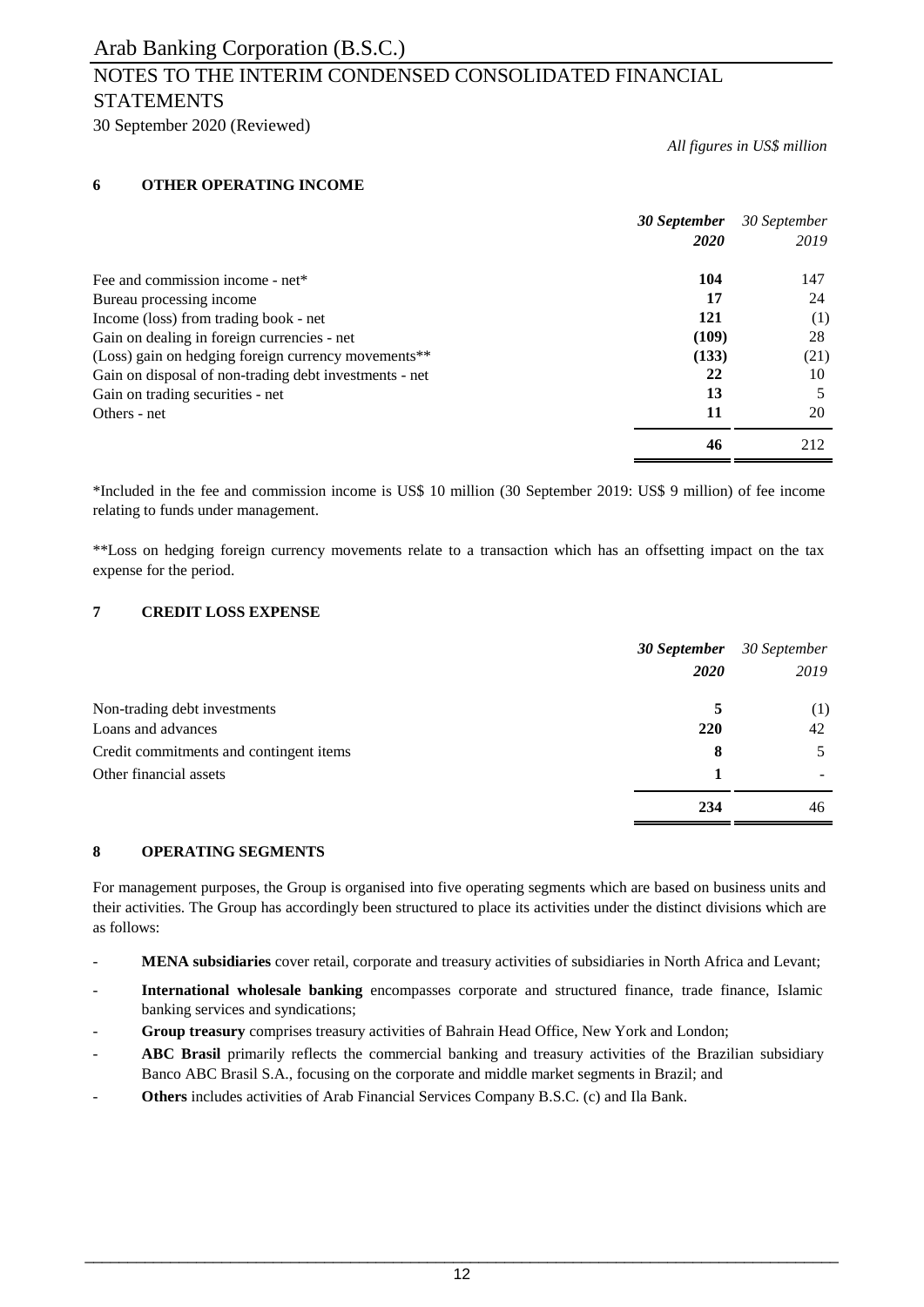*All figures in US$ million*

## 6 OTHER OPERATING INCOME

| | ***30 September 2020*** | *30 September 2019* |
|---|---|---|
| Fee and commission income - net* | **104** | 147 |
| Bureau processing income | **17** | 24 |
| Income (loss) from trading book - net | **121** | (1) |
| Gain on dealing in foreign currencies - net | **(109)** | 28 |
| (Loss) gain on hedging foreign currency movements** | **(133)** | (21) |
| Gain on disposal of non-trading debt investments - net | **22** | 10 |
| Gain on trading securities - net | **13** | 5 |
| Others - net | **11** | 20 |
| | **46** | 212 |

*Included in the fee and commission income is US$ 10 million (30 September 2019: US$ 9 million) of fee income relating to funds under management.

**Loss on hedging foreign currency movements relate to a transaction which has an offsetting impact on the tax expense for the period.

## 7 CREDIT LOSS EXPENSE

| | ***30 September 2020*** | *30 September 2019* |
|---|---|---|
| Non-trading debt investments | **5** | (1) |
| Loans and advances | **220** | 42 |
| Credit commitments and contingent items | **8** | 5 |
| Other financial assets | **1** | - |
| | **234** | 46 |

## 8 OPERATING SEGMENTS

For management purposes, the Group is organised into five operating segments which are based on business units and their activities. The Group has accordingly been structured to place its activities under the distinct divisions which are as follows:

- **MENA subsidiaries** cover retail, corporate and treasury activities of subsidiaries in North Africa and Levant;
- **International wholesale banking** encompasses corporate and structured finance, trade finance, Islamic banking services and syndications;
- **Group treasury** comprises treasury activities of Bahrain Head Office, New York and London;
- **ABC Brasil** primarily reflects the commercial banking and treasury activities of the Brazilian subsidiary Banco ABC Brasil S.A., focusing on the corporate and middle market segments in Brazil; and
- **Others** includes activities of Arab Financial Services Company B.S.C. (c) and Ila Bank.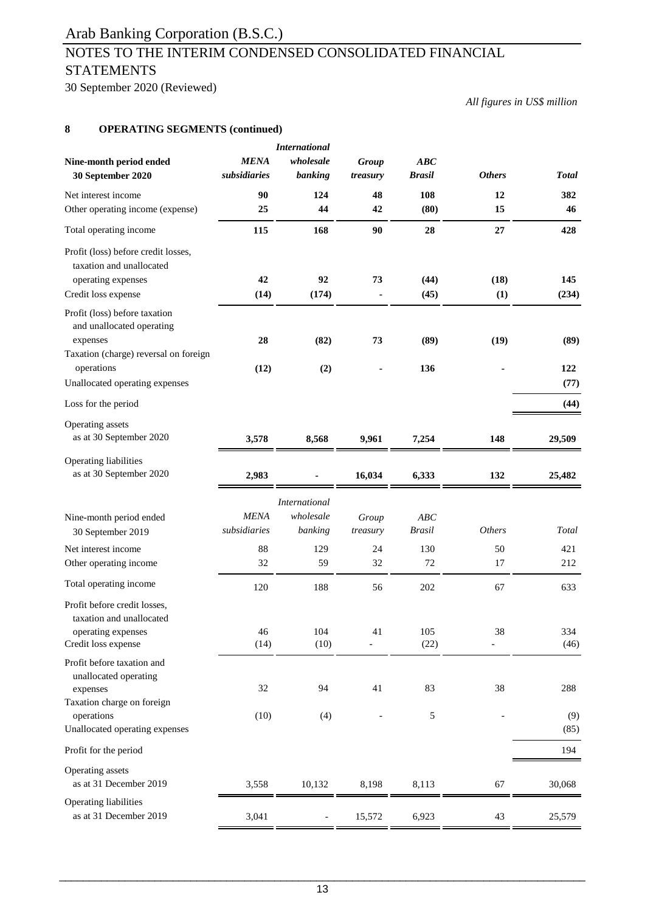Arab Banking Corporation (B.S.C.)

# NOTES TO THE INTERIM CONDENSED CONSOLIDATED FINANCIAL STATEMENTS

30 September 2020 (Reviewed)

*All figures in US$ million*

## 8 OPERATING SEGMENTS (continued)

| **Nine-month period ended 30 September 2020** | ***MENA subsidiaries*** | ***International wholesale banking*** | ***Group treasury*** | ***ABC Brasil*** | ***Others*** | ***Total*** |
|---|---|---|---|---|---|---|
| Net interest income | **90** | **124** | **48** | **108** | **12** | **382** |
| Other operating income (expense) | **25** | **44** | **42** | **(80)** | **15** | **46** |
| Total operating income | **115** | **168** | **90** | **28** | **27** | **428** |
| Profit (loss) before credit losses, taxation and unallocated operating expenses | **42** | **92** | **73** | **(44)** | **(18)** | **145** |
| Credit loss expense | **(14)** | **(174)** | **-** | **(45)** | **(1)** | **(234)** |
| Profit (loss) before taxation and unallocated operating expenses | **28** | **(82)** | **73** | **(89)** | **(19)** | **(89)** |
| Taxation (charge) reversal on foreign operations | **(12)** | **(2)** | **-** | **136** | **-** | **122** |
| Unallocated operating expenses | | | | | | **(77)** |
| Loss for the period | | | | | | **(44)** |
| Operating assets as at 30 September 2020 | **3,578** | **8,568** | **9,961** | **7,254** | **148** | **29,509** |
| Operating liabilities as at 30 September 2020 | **2,983** | **-** | **16,034** | **6,333** | **132** | **25,482** |

| Nine-month period ended 30 September 2019 | *MENA subsidiaries* | *International wholesale banking* | *Group treasury* | *ABC Brasil* | *Others* | *Total* |
|---|---|---|---|---|---|---|
| Net interest income | 88 | 129 | 24 | 130 | 50 | 421 |
| Other operating income | 32 | 59 | 32 | 72 | 17 | 212 |
| Total operating income | 120 | 188 | 56 | 202 | 67 | 633 |
| Profit before credit losses, taxation and unallocated operating expenses | 46 | 104 | 41 | 105 | 38 | 334 |
| Credit loss expense | (14) | (10) | - | (22) | - | (46) |
| Profit before taxation and unallocated operating expenses | 32 | 94 | 41 | 83 | 38 | 288 |
| Taxation charge on foreign operations | (10) | (4) | - | 5 | - | (9) |
| Unallocated operating expenses | | | | | | (85) |
| Profit for the period | | | | | | 194 |
| Operating assets as at 31 December 2019 | 3,558 | 10,132 | 8,198 | 8,113 | 67 | 30,068 |
| Operating liabilities as at 31 December 2019 | 3,041 | - | 15,572 | 6,923 | 43 | 25,579 |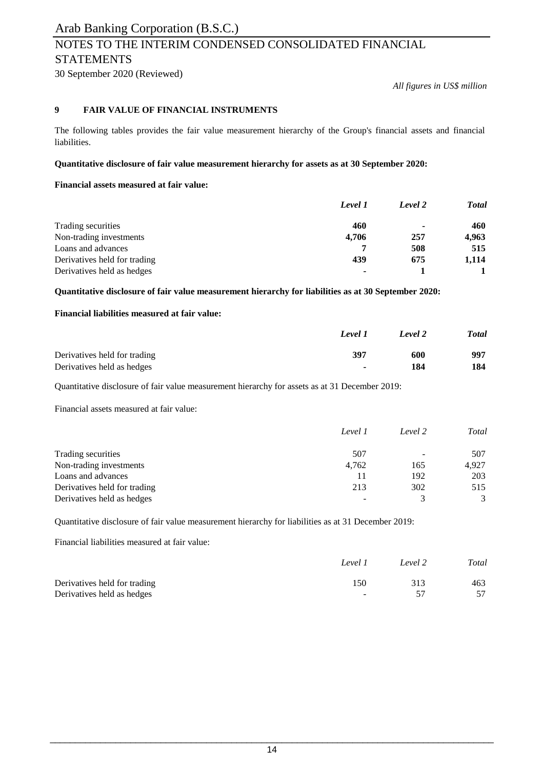*All figures in US$ million*

## 9 FAIR VALUE OF FINANCIAL INSTRUMENTS

The following tables provides the fair value measurement hierarchy of the Group's financial assets and financial liabilities.

**Quantitative disclosure of fair value measurement hierarchy for assets as at 30 September 2020:**

**Financial assets measured at fair value:**

| | *Level 1* | *Level 2* | *Total* |
|---|---|---|---|
| Trading securities | **460** | **-** | **460** |
| Non-trading investments | **4,706** | **257** | **4,963** |
| Loans and advances | **7** | **508** | **515** |
| Derivatives held for trading | **439** | **675** | **1,114** |
| Derivatives held as hedges | **-** | **1** | **1** |

**Quantitative disclosure of fair value measurement hierarchy for liabilities as at 30 September 2020:**

**Financial liabilities measured at fair value:**

| | *Level 1* | *Level 2* | *Total* |
|---|---|---|---|
| Derivatives held for trading | **397** | **600** | **997** |
| Derivatives held as hedges | **-** | **184** | **184** |

Quantitative disclosure of fair value measurement hierarchy for assets as at 31 December 2019:

Financial assets measured at fair value:

| | *Level 1* | *Level 2* | *Total* |
|---|---|---|---|
| Trading securities | 507 | - | 507 |
| Non-trading investments | 4,762 | 165 | 4,927 |
| Loans and advances | 11 | 192 | 203 |
| Derivatives held for trading | 213 | 302 | 515 |
| Derivatives held as hedges | - | 3 | 3 |

Quantitative disclosure of fair value measurement hierarchy for liabilities as at 31 December 2019:

Financial liabilities measured at fair value:

| | *Level 1* | *Level 2* | *Total* |
|---|---|---|---|
| Derivatives held for trading | 150 | 313 | 463 |
| Derivatives held as hedges | - | 57 | 57 |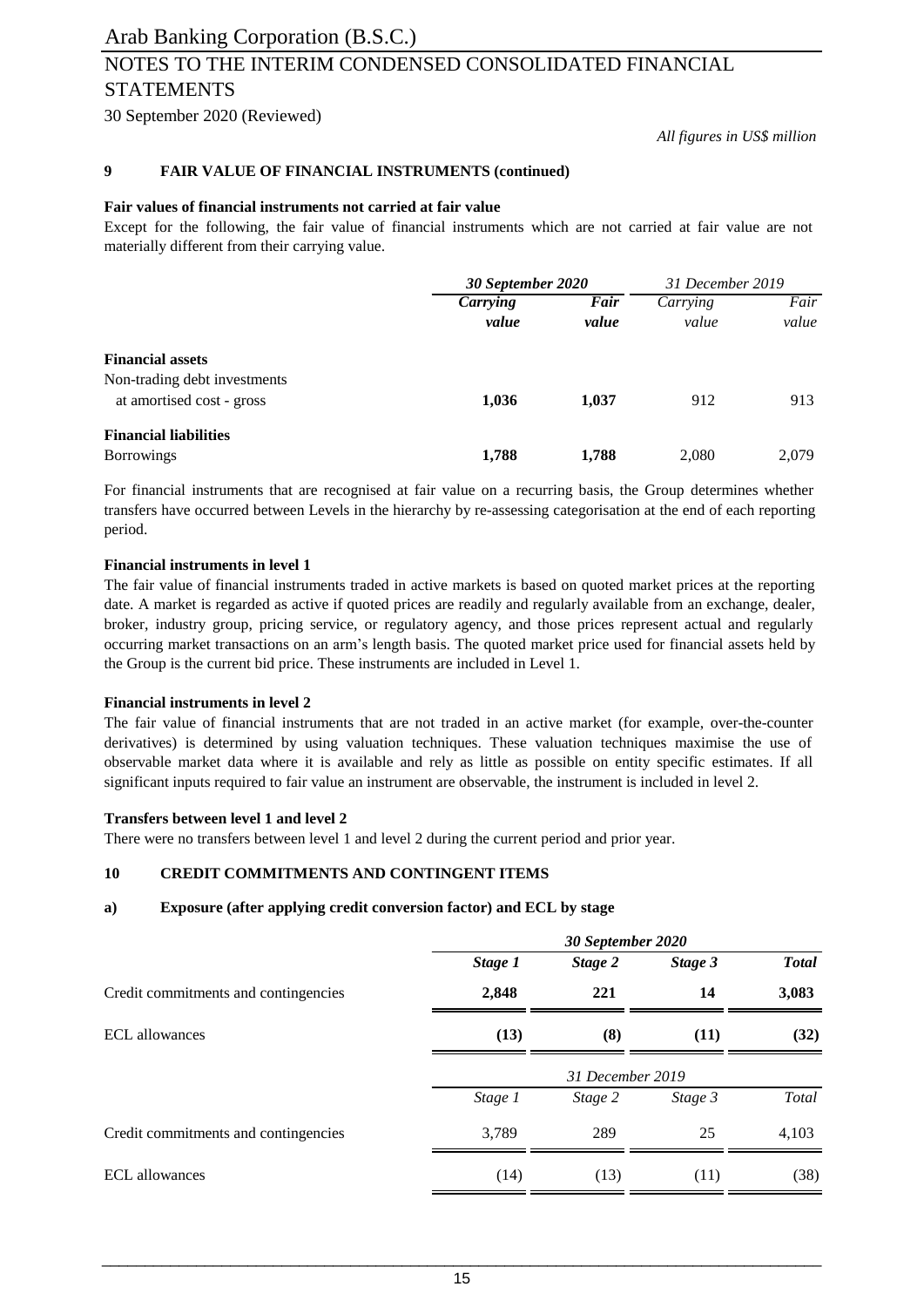*All figures in US$ million*

## 9 FAIR VALUE OF FINANCIAL INSTRUMENTS (continued)

**Fair values of financial instruments not carried at fair value**

Except for the following, the fair value of financial instruments which are not carried at fair value are not materially different from their carrying value.

| | *30 September 2020* | | *31 December 2019* | |
|---|---|---|---|---|
| | ***Carrying value*** | ***Fair value*** | *Carrying value* | *Fair value* |
| **Financial assets** | | | | |
| Non-trading debt investments at amortised cost - gross | **1,036** | **1,037** | 912 | 913 |
| **Financial liabilities** | | | | |
| Borrowings | **1,788** | **1,788** | 2,080 | 2,079 |

For financial instruments that are recognised at fair value on a recurring basis, the Group determines whether transfers have occurred between Levels in the hierarchy by re-assessing categorisation at the end of each reporting period.

**Financial instruments in level 1**

The fair value of financial instruments traded in active markets is based on quoted market prices at the reporting date. A market is regarded as active if quoted prices are readily and regularly available from an exchange, dealer, broker, industry group, pricing service, or regulatory agency, and those prices represent actual and regularly occurring market transactions on an arm's length basis. The quoted market price used for financial assets held by the Group is the current bid price. These instruments are included in Level 1.

**Financial instruments in level 2**

The fair value of financial instruments that are not traded in an active market (for example, over-the-counter derivatives) is determined by using valuation techniques. These valuation techniques maximise the use of observable market data where it is available and rely as little as possible on entity specific estimates. If all significant inputs required to fair value an instrument are observable, the instrument is included in level 2.

**Transfers between level 1 and level 2**

There were no transfers between level 1 and level 2 during the current period and prior year.

## 10 CREDIT COMMITMENTS AND CONTINGENT ITEMS

### a) Exposure (after applying credit conversion factor) and ECL by stage

| | ***30 September 2020*** | | | |
|---|---|---|---|---|
| | ***Stage 1*** | ***Stage 2*** | ***Stage 3*** | ***Total*** |
| Credit commitments and contingencies | **2,848** | **221** | **14** | **3,083** |
| ECL allowances | **(13)** | **(8)** | **(11)** | **(32)** |

| | *31 December 2019* | | | |
|---|---|---|---|---|
| | *Stage 1* | *Stage 2* | *Stage 3* | *Total* |
| Credit commitments and contingencies | 3,789 | 289 | 25 | 4,103 |
| ECL allowances | (14) | (13) | (11) | (38) |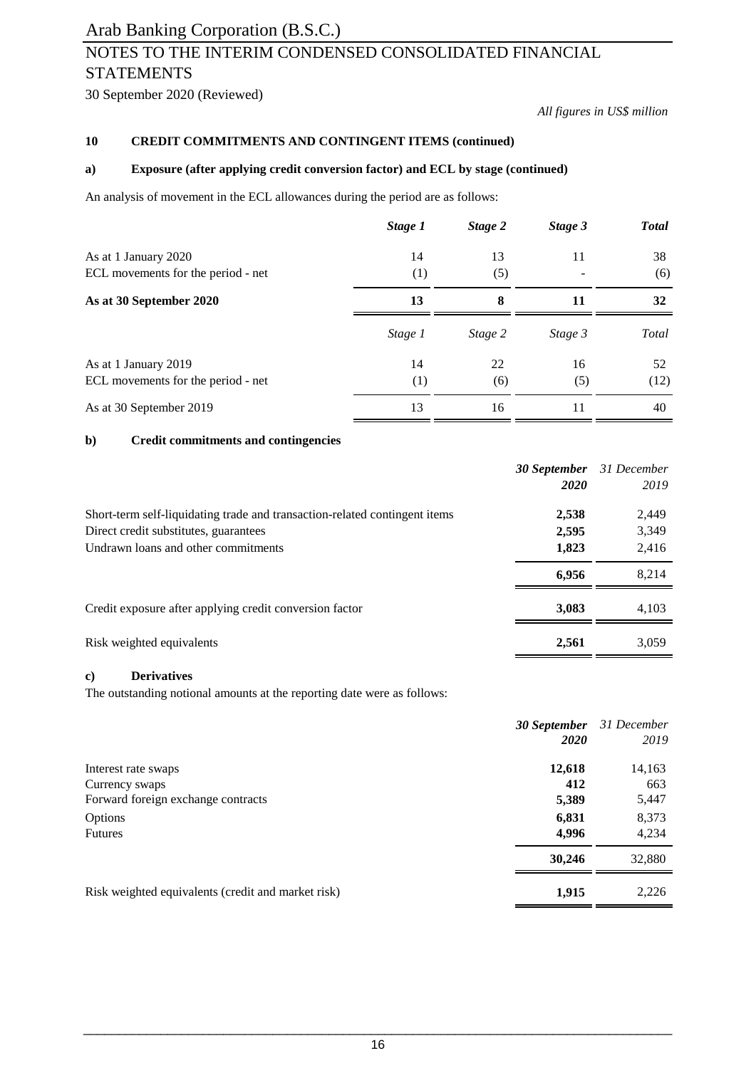*All figures in US$ million*

**10 CREDIT COMMITMENTS AND CONTINGENT ITEMS (continued)**

**a) Exposure (after applying credit conversion factor) and ECL by stage (continued)**

An analysis of movement in the ECL allowances during the period are as follows:

| | ***Stage 1*** | ***Stage 2*** | ***Stage 3*** | ***Total*** |
|---|---|---|---|---|
| As at 1 January 2020 | 14 | 13 | 11 | 38 |
| ECL movements for the period - net | (1) | (5) | - | (6) |
| **As at 30 September 2020** | **13** | **8** | **11** | **32** |
| | *Stage 1* | *Stage 2* | *Stage 3* | *Total* |
| As at 1 January 2019 | 14 | 22 | 16 | 52 |
| ECL movements for the period - net | (1) | (6) | (5) | (12) |
| As at 30 September 2019 | 13 | 16 | 11 | 40 |

**b) Credit commitments and contingencies**

| | ***30 September 2020*** | *31 December 2019* |
|---|---|---|
| Short-term self-liquidating trade and transaction-related contingent items | **2,538** | 2,449 |
| Direct credit substitutes, guarantees | **2,595** | 3,349 |
| Undrawn loans and other commitments | **1,823** | 2,416 |
| | **6,956** | 8,214 |
| Credit exposure after applying credit conversion factor | **3,083** | 4,103 |
| Risk weighted equivalents | **2,561** | 3,059 |

**c) Derivatives**

The outstanding notional amounts at the reporting date were as follows:

| | ***30 September 2020*** | *31 December 2019* |
|---|---|---|
| Interest rate swaps | **12,618** | 14,163 |
| Currency swaps | **412** | 663 |
| Forward foreign exchange contracts | **5,389** | 5,447 |
| Options | **6,831** | 8,373 |
| Futures | **4,996** | 4,234 |
| | **30,246** | 32,880 |
| Risk weighted equivalents (credit and market risk) | **1,915** | 2,226 |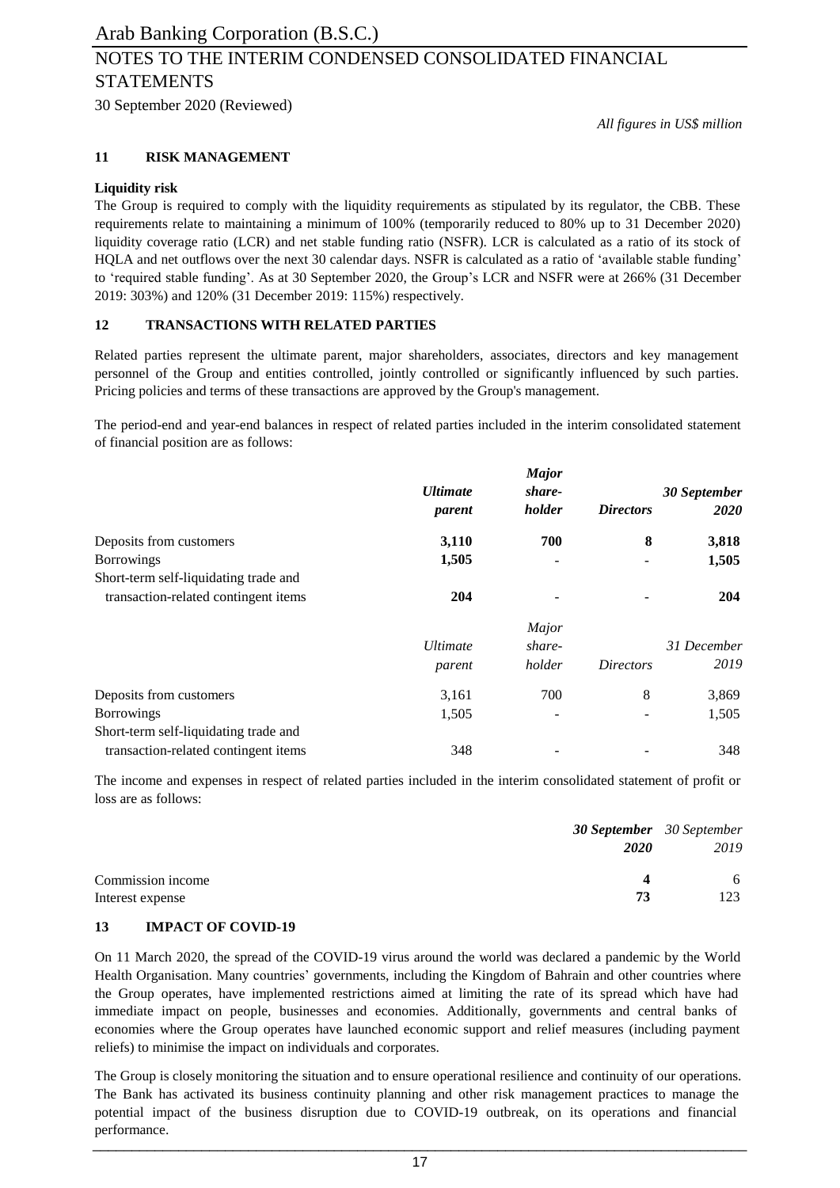*All figures in US$ million*

## 11 RISK MANAGEMENT

**Liquidity risk**

The Group is required to comply with the liquidity requirements as stipulated by its regulator, the CBB. These requirements relate to maintaining a minimum of 100% (temporarily reduced to 80% up to 31 December 2020) liquidity coverage ratio (LCR) and net stable funding ratio (NSFR). LCR is calculated as a ratio of its stock of HQLA and net outflows over the next 30 calendar days. NSFR is calculated as a ratio of 'available stable funding' to 'required stable funding'. As at 30 September 2020, the Group's LCR and NSFR were at 266% (31 December 2019: 303%) and 120% (31 December 2019: 115%) respectively.

## 12 TRANSACTIONS WITH RELATED PARTIES

Related parties represent the ultimate parent, major shareholders, associates, directors and key management personnel of the Group and entities controlled, jointly controlled or significantly influenced by such parties. Pricing policies and terms of these transactions are approved by the Group's management.

The period-end and year-end balances in respect of related parties included in the interim consolidated statement of financial position are as follows:

| | ***Ultimate parent*** | ***Major share-holder*** | ***Directors*** | ***30 September 2020*** |
|---|---|---|---|---|
| Deposits from customers | **3,110** | **700** | **8** | **3,818** |
| Borrowings | **1,505** | **-** | **-** | **1,505** |
| Short-term self-liquidating trade and transaction-related contingent items | **204** | **-** | **-** | **204** |

| | *Ultimate parent* | *Major share-holder* | *Directors* | *31 December 2019* |
|---|---|---|---|---|
| Deposits from customers | 3,161 | 700 | 8 | 3,869 |
| Borrowings | 1,505 | - | - | 1,505 |
| Short-term self-liquidating trade and transaction-related contingent items | 348 | - | - | 348 |

The income and expenses in respect of related parties included in the interim consolidated statement of profit or loss are as follows:

| | ***30 September 2020*** | *30 September 2019* |
|---|---|---|
| Commission income | **4** | 6 |
| Interest expense | **73** | 123 |

## 13 IMPACT OF COVID-19

On 11 March 2020, the spread of the COVID-19 virus around the world was declared a pandemic by the World Health Organisation. Many countries' governments, including the Kingdom of Bahrain and other countries where the Group operates, have implemented restrictions aimed at limiting the rate of its spread which have had immediate impact on people, businesses and economies. Additionally, governments and central banks of economies where the Group operates have launched economic support and relief measures (including payment reliefs) to minimise the impact on individuals and corporates.

The Group is closely monitoring the situation and to ensure operational resilience and continuity of our operations. The Bank has activated its business continuity planning and other risk management practices to manage the potential impact of the business disruption due to COVID-19 outbreak, on its operations and financial performance.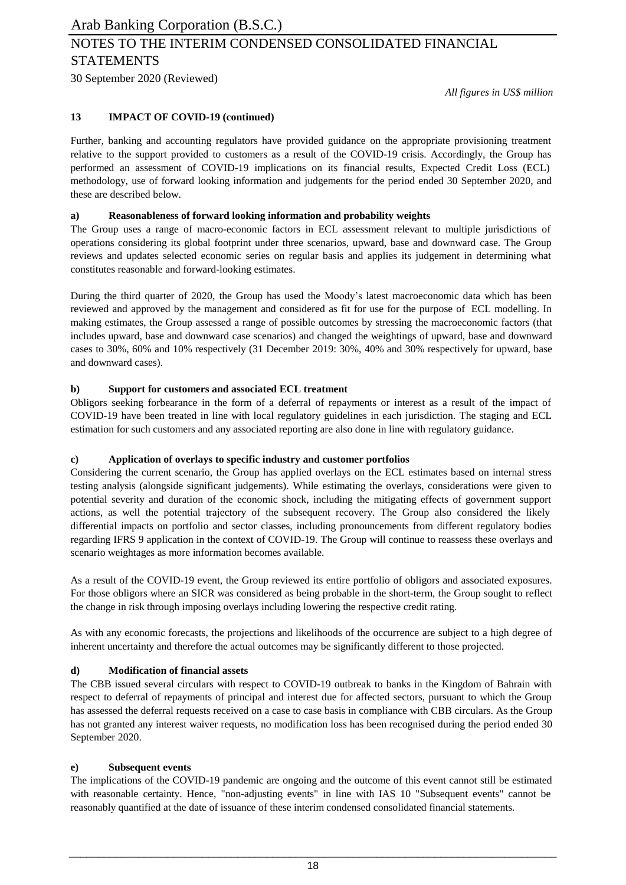*All figures in US$ million*

## 13 IMPACT OF COVID-19 (continued)

Further, banking and accounting regulators have provided guidance on the appropriate provisioning treatment relative to the support provided to customers as a result of the COVID-19 crisis. Accordingly, the Group has performed an assessment of COVID-19 implications on its financial results, Expected Credit Loss (ECL) methodology, use of forward looking information and judgements for the period ended 30 September 2020, and these are described below.

### a) Reasonableness of forward looking information and probability weights

The Group uses a range of macro-economic factors in ECL assessment relevant to multiple jurisdictions of operations considering its global footprint under three scenarios, upward, base and downward case. The Group reviews and updates selected economic series on regular basis and applies its judgement in determining what constitutes reasonable and forward-looking estimates.

During the third quarter of 2020, the Group has used the Moody's latest macroeconomic data which has been reviewed and approved by the management and considered as fit for use for the purpose of ECL modelling. In making estimates, the Group assessed a range of possible outcomes by stressing the macroeconomic factors (that includes upward, base and downward case scenarios) and changed the weightings of upward, base and downward cases to 30%, 60% and 10% respectively (31 December 2019: 30%, 40% and 30% respectively for upward, base and downward cases).

### b) Support for customers and associated ECL treatment

Obligors seeking forbearance in the form of a deferral of repayments or interest as a result of the impact of COVID-19 have been treated in line with local regulatory guidelines in each jurisdiction. The staging and ECL estimation for such customers and any associated reporting are also done in line with regulatory guidance.

### c) Application of overlays to specific industry and customer portfolios

Considering the current scenario, the Group has applied overlays on the ECL estimates based on internal stress testing analysis (alongside significant judgements). While estimating the overlays, considerations were given to potential severity and duration of the economic shock, including the mitigating effects of government support actions, as well the potential trajectory of the subsequent recovery. The Group also considered the likely differential impacts on portfolio and sector classes, including pronouncements from different regulatory bodies regarding IFRS 9 application in the context of COVID-19. The Group will continue to reassess these overlays and scenario weightages as more information becomes available.

As a result of the COVID-19 event, the Group reviewed its entire portfolio of obligors and associated exposures. For those obligors where an SICR was considered as being probable in the short-term, the Group sought to reflect the change in risk through imposing overlays including lowering the respective credit rating.

As with any economic forecasts, the projections and likelihoods of the occurrence are subject to a high degree of inherent uncertainty and therefore the actual outcomes may be significantly different to those projected.

### d) Modification of financial assets

The CBB issued several circulars with respect to COVID-19 outbreak to banks in the Kingdom of Bahrain with respect to deferral of repayments of principal and interest due for affected sectors, pursuant to which the Group has assessed the deferral requests received on a case to case basis in compliance with CBB circulars. As the Group has not granted any interest waiver requests, no modification loss has been recognised during the period ended 30 September 2020.

### e) Subsequent events

The implications of the COVID-19 pandemic are ongoing and the outcome of this event cannot still be estimated with reasonable certainty. Hence, "non-adjusting events" in line with IAS 10 "Subsequent events" cannot be reasonably quantified at the date of issuance of these interim condensed consolidated financial statements.